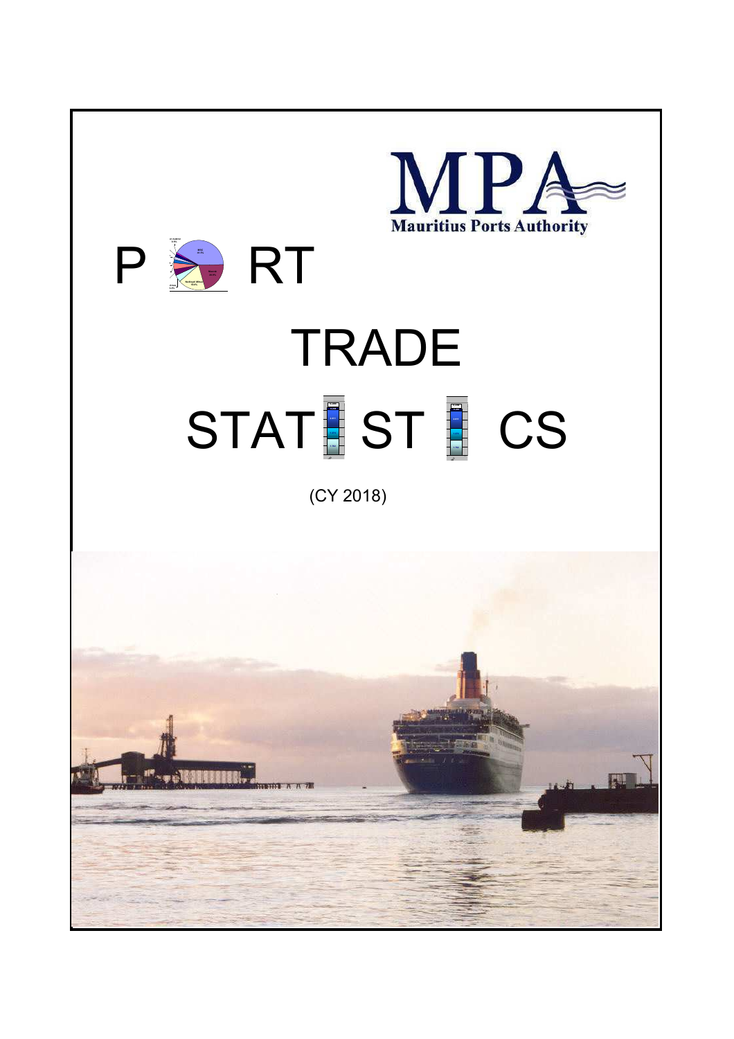MPA
Mauritius Ports Authority

# PORT TRADE STATISTICS

(CY 2018)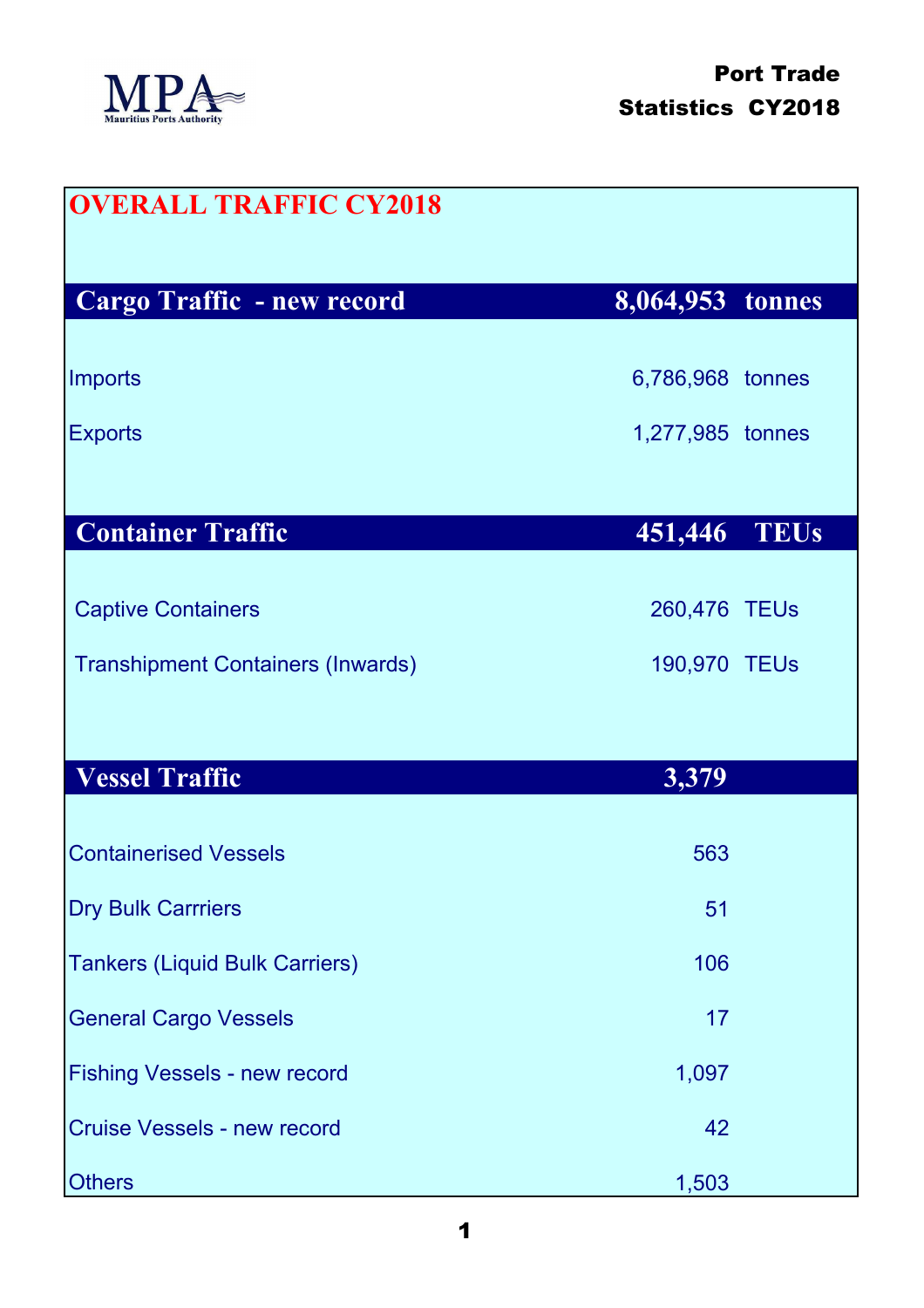Port Trade Statistics CY2018

# OVERALL TRAFFIC CY2018

| Cargo Traffic - new record | 8,064,953 | tonnes |
|---|---|---|
| Imports | 6,786,968 | tonnes |
| Exports | 1,277,985 | tonnes |

| Container Traffic | 451,446 | TEUs |
|---|---|---|
| Captive Containers | 260,476 | TEUs |
| Transhipment Containers (Inwards) | 190,970 | TEUs |

| Vessel Traffic | 3,379 |
|---|---|
| Containerised Vessels | 563 |
| Dry Bulk Carrriers | 51 |
| Tankers (Liquid Bulk Carriers) | 106 |
| General Cargo Vessels | 17 |
| Fishing Vessels - new record | 1,097 |
| Cruise Vessels - new record | 42 |
| Others | 1,503 |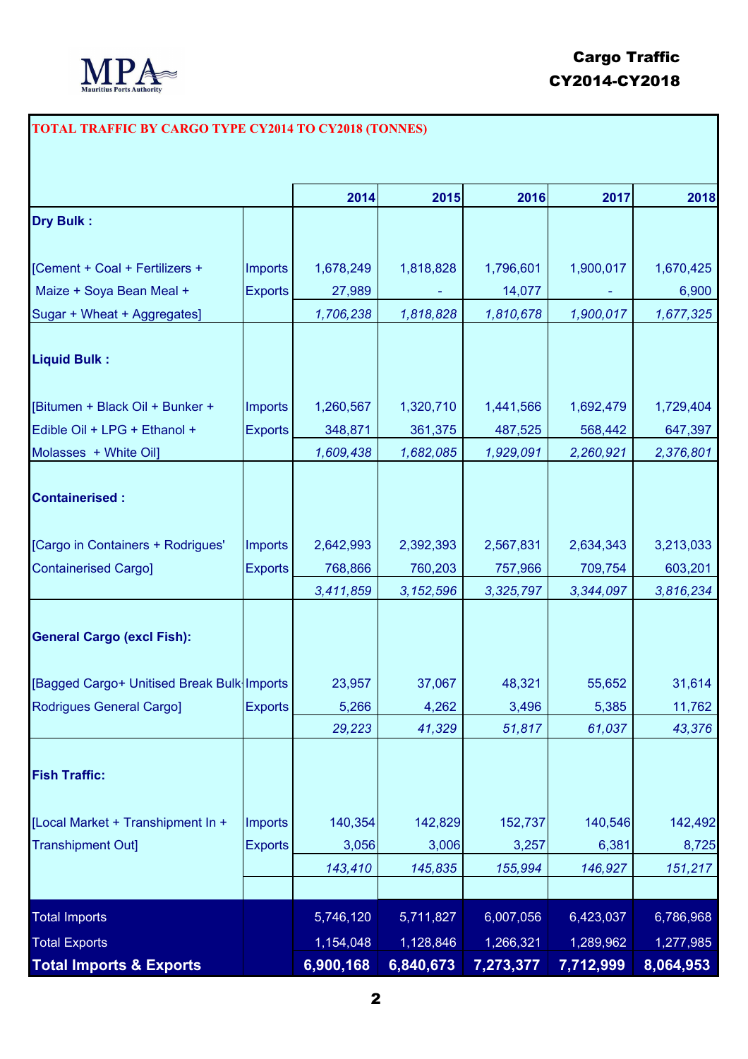# Cargo Traffic CY2014-CY2018

**TOTAL TRAFFIC BY CARGO TYPE CY2014 TO CY2018 (TONNES)**

| | | 2014 | 2015 | 2016 | 2017 | 2018 |
|---|---|---|---|---|---|---|
| **Dry Bulk :** | | | | | | |
| [Cement + Coal + Fertilizers + | Imports | 1,678,249 | 1,818,828 | 1,796,601 | 1,900,017 | 1,670,425 |
| Maize + Soya Bean Meal + | Exports | 27,989 | - | 14,077 | - | 6,900 |
| Sugar + Wheat + Aggregates] | | *1,706,238* | *1,818,828* | *1,810,678* | *1,900,017* | *1,677,325* |
| **Liquid Bulk :** | | | | | | |
| [Bitumen + Black Oil + Bunker + | Imports | 1,260,567 | 1,320,710 | 1,441,566 | 1,692,479 | 1,729,404 |
| Edible Oil + LPG + Ethanol + | Exports | 348,871 | 361,375 | 487,525 | 568,442 | 647,397 |
| Molasses + White Oil] | | *1,609,438* | *1,682,085* | *1,929,091* | *2,260,921* | *2,376,801* |
| **Containerised :** | | | | | | |
| [Cargo in Containers + Rodrigues' | Imports | 2,642,993 | 2,392,393 | 2,567,831 | 2,634,343 | 3,213,033 |
| Containerised Cargo] | Exports | 768,866 | 760,203 | 757,966 | 709,754 | 603,201 |
| | | *3,411,859* | *3,152,596* | *3,325,797* | *3,344,097* | *3,816,234* |
| **General Cargo (excl Fish):** | | | | | | |
| [Bagged Cargo+ Unitised Break Bulk+ | Imports | 23,957 | 37,067 | 48,321 | 55,652 | 31,614 |
| Rodrigues General Cargo] | Exports | 5,266 | 4,262 | 3,496 | 5,385 | 11,762 |
| | | *29,223* | *41,329* | *51,817* | *61,037* | *43,376* |
| **Fish Traffic:** | | | | | | |
| [Local Market + Transhipment In + | Imports | 140,354 | 142,829 | 152,737 | 140,546 | 142,492 |
| Transhipment Out] | Exports | 3,056 | 3,006 | 3,257 | 6,381 | 8,725 |
| | | *143,410* | *145,835* | *155,994* | *146,927* | *151,217* |
| Total Imports | | 5,746,120 | 5,711,827 | 6,007,056 | 6,423,037 | 6,786,968 |
| Total Exports | | 1,154,048 | 1,128,846 | 1,266,321 | 1,289,962 | 1,277,985 |
| **Total Imports & Exports** | | **6,900,168** | **6,840,673** | **7,273,377** | **7,712,999** | **8,064,953** |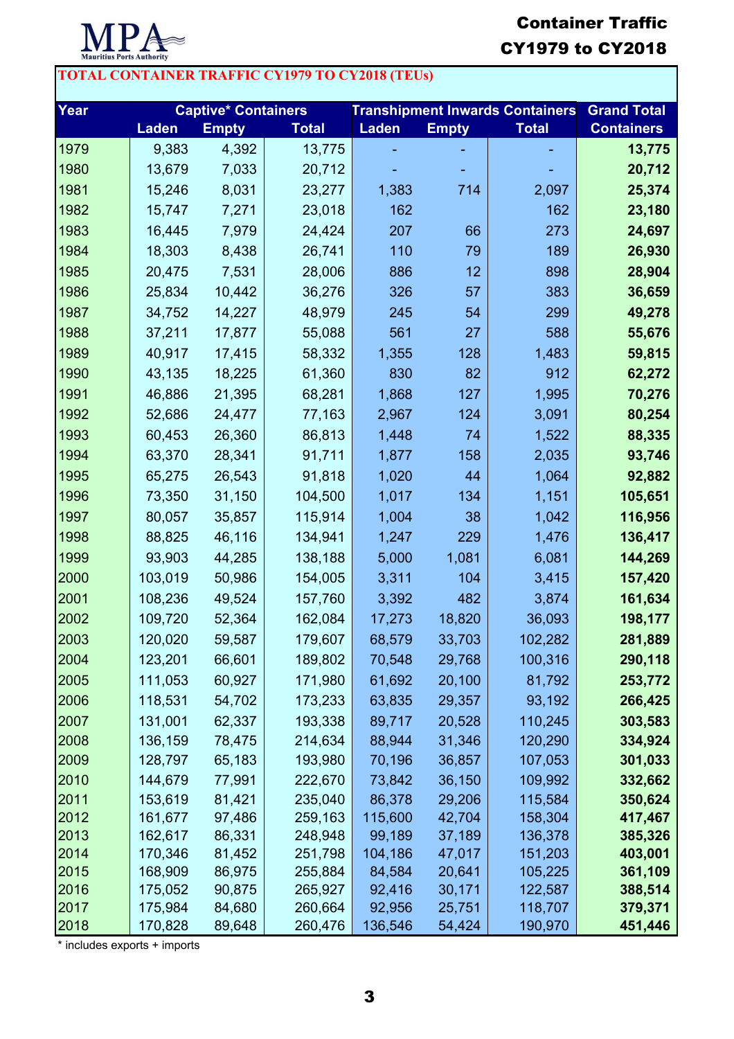**MPA**
Mauritius Ports Authority

**Container Traffic**
**CY1979 to CY2018**

**TOTAL CONTAINER TRAFFIC CY1979 TO CY2018 (TEUs)**

| Year | Captive* Containers | | | Transhipment Inwards Containers | | | Grand Total |
|---|---|---|---|---|---|---|---|
| | Laden | Empty | Total | Laden | Empty | Total | Containers |
| 1979 | 9,383 | 4,392 | 13,775 | - | - | - | **13,775** |
| 1980 | 13,679 | 7,033 | 20,712 | - | - | - | **20,712** |
| 1981 | 15,246 | 8,031 | 23,277 | 1,383 | 714 | 2,097 | **25,374** |
| 1982 | 15,747 | 7,271 | 23,018 | 162 | | 162 | **23,180** |
| 1983 | 16,445 | 7,979 | 24,424 | 207 | 66 | 273 | **24,697** |
| 1984 | 18,303 | 8,438 | 26,741 | 110 | 79 | 189 | **26,930** |
| 1985 | 20,475 | 7,531 | 28,006 | 886 | 12 | 898 | **28,904** |
| 1986 | 25,834 | 10,442 | 36,276 | 326 | 57 | 383 | **36,659** |
| 1987 | 34,752 | 14,227 | 48,979 | 245 | 54 | 299 | **49,278** |
| 1988 | 37,211 | 17,877 | 55,088 | 561 | 27 | 588 | **55,676** |
| 1989 | 40,917 | 17,415 | 58,332 | 1,355 | 128 | 1,483 | **59,815** |
| 1990 | 43,135 | 18,225 | 61,360 | 830 | 82 | 912 | **62,272** |
| 1991 | 46,886 | 21,395 | 68,281 | 1,868 | 127 | 1,995 | **70,276** |
| 1992 | 52,686 | 24,477 | 77,163 | 2,967 | 124 | 3,091 | **80,254** |
| 1993 | 60,453 | 26,360 | 86,813 | 1,448 | 74 | 1,522 | **88,335** |
| 1994 | 63,370 | 28,341 | 91,711 | 1,877 | 158 | 2,035 | **93,746** |
| 1995 | 65,275 | 26,543 | 91,818 | 1,020 | 44 | 1,064 | **92,882** |
| 1996 | 73,350 | 31,150 | 104,500 | 1,017 | 134 | 1,151 | **105,651** |
| 1997 | 80,057 | 35,857 | 115,914 | 1,004 | 38 | 1,042 | **116,956** |
| 1998 | 88,825 | 46,116 | 134,941 | 1,247 | 229 | 1,476 | **136,417** |
| 1999 | 93,903 | 44,285 | 138,188 | 5,000 | 1,081 | 6,081 | **144,269** |
| 2000 | 103,019 | 50,986 | 154,005 | 3,311 | 104 | 3,415 | **157,420** |
| 2001 | 108,236 | 49,524 | 157,760 | 3,392 | 482 | 3,874 | **161,634** |
| 2002 | 109,720 | 52,364 | 162,084 | 17,273 | 18,820 | 36,093 | **198,177** |
| 2003 | 120,020 | 59,587 | 179,607 | 68,579 | 33,703 | 102,282 | **281,889** |
| 2004 | 123,201 | 66,601 | 189,802 | 70,548 | 29,768 | 100,316 | **290,118** |
| 2005 | 111,053 | 60,927 | 171,980 | 61,692 | 20,100 | 81,792 | **253,772** |
| 2006 | 118,531 | 54,702 | 173,233 | 63,835 | 29,357 | 93,192 | **266,425** |
| 2007 | 131,001 | 62,337 | 193,338 | 89,717 | 20,528 | 110,245 | **303,583** |
| 2008 | 136,159 | 78,475 | 214,634 | 88,944 | 31,346 | 120,290 | **334,924** |
| 2009 | 128,797 | 65,183 | 193,980 | 70,196 | 36,857 | 107,053 | **301,033** |
| 2010 | 144,679 | 77,991 | 222,670 | 73,842 | 36,150 | 109,992 | **332,662** |
| 2011 | 153,619 | 81,421 | 235,040 | 86,378 | 29,206 | 115,584 | **350,624** |
| 2012 | 161,677 | 97,486 | 259,163 | 115,600 | 42,704 | 158,304 | **417,467** |
| 2013 | 162,617 | 86,331 | 248,948 | 99,189 | 37,189 | 136,378 | **385,326** |
| 2014 | 170,346 | 81,452 | 251,798 | 104,186 | 47,017 | 151,203 | **403,001** |
| 2015 | 168,909 | 86,975 | 255,884 | 84,584 | 20,641 | 105,225 | **361,109** |
| 2016 | 175,052 | 90,875 | 265,927 | 92,416 | 30,171 | 122,587 | **388,514** |
| 2017 | 175,984 | 84,680 | 260,664 | 92,956 | 25,751 | 118,707 | **379,371** |
| 2018 | 170,828 | 89,648 | 260,476 | 136,546 | 54,424 | 190,970 | **451,446** |

* includes exports + imports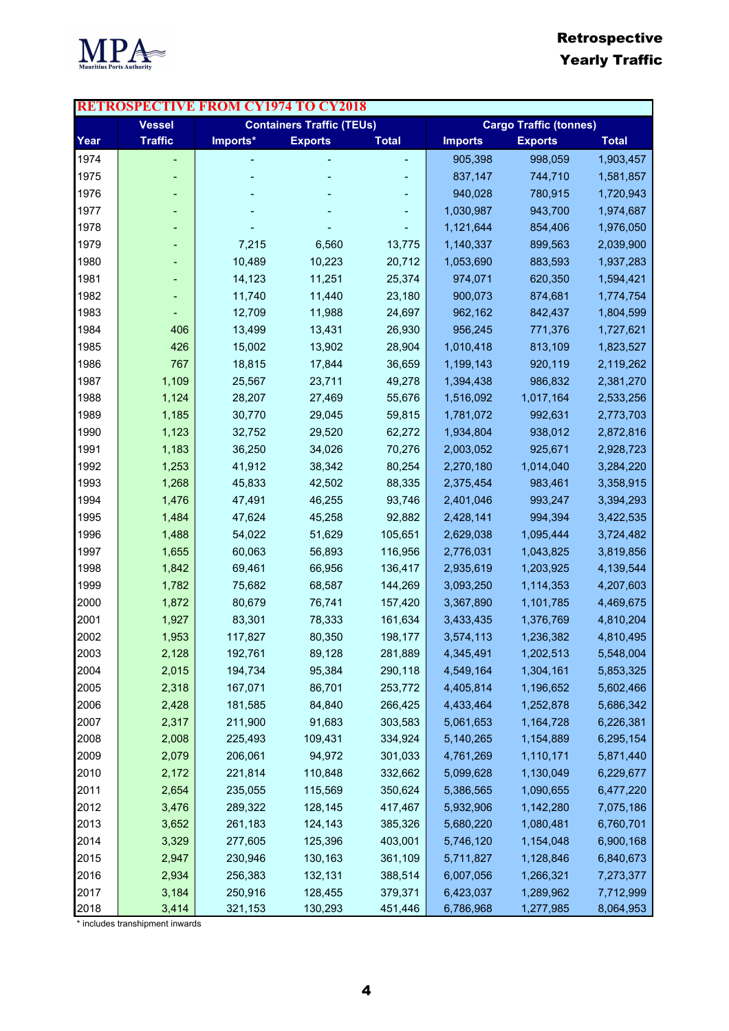# Retrospective Yearly Traffic

## RETROSPECTIVE FROM CY1974 TO CY2018

| Year | Vessel Traffic | Containers Traffic (TEUs) | | | Cargo Traffic (tonnes) | | |
|---|---|---|---|---|---|---|---|
| | | Imports* | Exports | Total | Imports | Exports | Total |
| 1974 | - | - | - | - | 905,398 | 998,059 | 1,903,457 |
| 1975 | - | - | - | - | 837,147 | 744,710 | 1,581,857 |
| 1976 | - | - | - | - | 940,028 | 780,915 | 1,720,943 |
| 1977 | - | - | - | - | 1,030,987 | 943,700 | 1,974,687 |
| 1978 | - | - | - | - | 1,121,644 | 854,406 | 1,976,050 |
| 1979 | - | 7,215 | 6,560 | 13,775 | 1,140,337 | 899,563 | 2,039,900 |
| 1980 | - | 10,489 | 10,223 | 20,712 | 1,053,690 | 883,593 | 1,937,283 |
| 1981 | - | 14,123 | 11,251 | 25,374 | 974,071 | 620,350 | 1,594,421 |
| 1982 | - | 11,740 | 11,440 | 23,180 | 900,073 | 874,681 | 1,774,754 |
| 1983 | - | 12,709 | 11,988 | 24,697 | 962,162 | 842,437 | 1,804,599 |
| 1984 | 406 | 13,499 | 13,431 | 26,930 | 956,245 | 771,376 | 1,727,621 |
| 1985 | 426 | 15,002 | 13,902 | 28,904 | 1,010,418 | 813,109 | 1,823,527 |
| 1986 | 767 | 18,815 | 17,844 | 36,659 | 1,199,143 | 920,119 | 2,119,262 |
| 1987 | 1,109 | 25,567 | 23,711 | 49,278 | 1,394,438 | 986,832 | 2,381,270 |
| 1988 | 1,124 | 28,207 | 27,469 | 55,676 | 1,516,092 | 1,017,164 | 2,533,256 |
| 1989 | 1,185 | 30,770 | 29,045 | 59,815 | 1,781,072 | 992,631 | 2,773,703 |
| 1990 | 1,123 | 32,752 | 29,520 | 62,272 | 1,934,804 | 938,012 | 2,872,816 |
| 1991 | 1,183 | 36,250 | 34,026 | 70,276 | 2,003,052 | 925,671 | 2,928,723 |
| 1992 | 1,253 | 41,912 | 38,342 | 80,254 | 2,270,180 | 1,014,040 | 3,284,220 |
| 1993 | 1,268 | 45,833 | 42,502 | 88,335 | 2,375,454 | 983,461 | 3,358,915 |
| 1994 | 1,476 | 47,491 | 46,255 | 93,746 | 2,401,046 | 993,247 | 3,394,293 |
| 1995 | 1,484 | 47,624 | 45,258 | 92,882 | 2,428,141 | 994,394 | 3,422,535 |
| 1996 | 1,488 | 54,022 | 51,629 | 105,651 | 2,629,038 | 1,095,444 | 3,724,482 |
| 1997 | 1,655 | 60,063 | 56,893 | 116,956 | 2,776,031 | 1,043,825 | 3,819,856 |
| 1998 | 1,842 | 69,461 | 66,956 | 136,417 | 2,935,619 | 1,203,925 | 4,139,544 |
| 1999 | 1,782 | 75,682 | 68,587 | 144,269 | 3,093,250 | 1,114,353 | 4,207,603 |
| 2000 | 1,872 | 80,679 | 76,741 | 157,420 | 3,367,890 | 1,101,785 | 4,469,675 |
| 2001 | 1,927 | 83,301 | 78,333 | 161,634 | 3,433,435 | 1,376,769 | 4,810,204 |
| 2002 | 1,953 | 117,827 | 80,350 | 198,177 | 3,574,113 | 1,236,382 | 4,810,495 |
| 2003 | 2,128 | 192,761 | 89,128 | 281,889 | 4,345,491 | 1,202,513 | 5,548,004 |
| 2004 | 2,015 | 194,734 | 95,384 | 290,118 | 4,549,164 | 1,304,161 | 5,853,325 |
| 2005 | 2,318 | 167,071 | 86,701 | 253,772 | 4,405,814 | 1,196,652 | 5,602,466 |
| 2006 | 2,428 | 181,585 | 84,840 | 266,425 | 4,433,464 | 1,252,878 | 5,686,342 |
| 2007 | 2,317 | 211,900 | 91,683 | 303,583 | 5,061,653 | 1,164,728 | 6,226,381 |
| 2008 | 2,008 | 225,493 | 109,431 | 334,924 | 5,140,265 | 1,154,889 | 6,295,154 |
| 2009 | 2,079 | 206,061 | 94,972 | 301,033 | 4,761,269 | 1,110,171 | 5,871,440 |
| 2010 | 2,172 | 221,814 | 110,848 | 332,662 | 5,099,628 | 1,130,049 | 6,229,677 |
| 2011 | 2,654 | 235,055 | 115,569 | 350,624 | 5,386,565 | 1,090,655 | 6,477,220 |
| 2012 | 3,476 | 289,322 | 128,145 | 417,467 | 5,932,906 | 1,142,280 | 7,075,186 |
| 2013 | 3,652 | 261,183 | 124,143 | 385,326 | 5,680,220 | 1,080,481 | 6,760,701 |
| 2014 | 3,329 | 277,605 | 125,396 | 403,001 | 5,746,120 | 1,154,048 | 6,900,168 |
| 2015 | 2,947 | 230,946 | 130,163 | 361,109 | 5,711,827 | 1,128,846 | 6,840,673 |
| 2016 | 2,934 | 256,383 | 132,131 | 388,514 | 6,007,056 | 1,266,321 | 7,273,377 |
| 2017 | 3,184 | 250,916 | 128,455 | 379,371 | 6,423,037 | 1,289,962 | 7,712,999 |
| 2018 | 3,414 | 321,153 | 130,293 | 451,446 | 6,786,968 | 1,277,985 | 8,064,953 |

* includes transhipment inwards